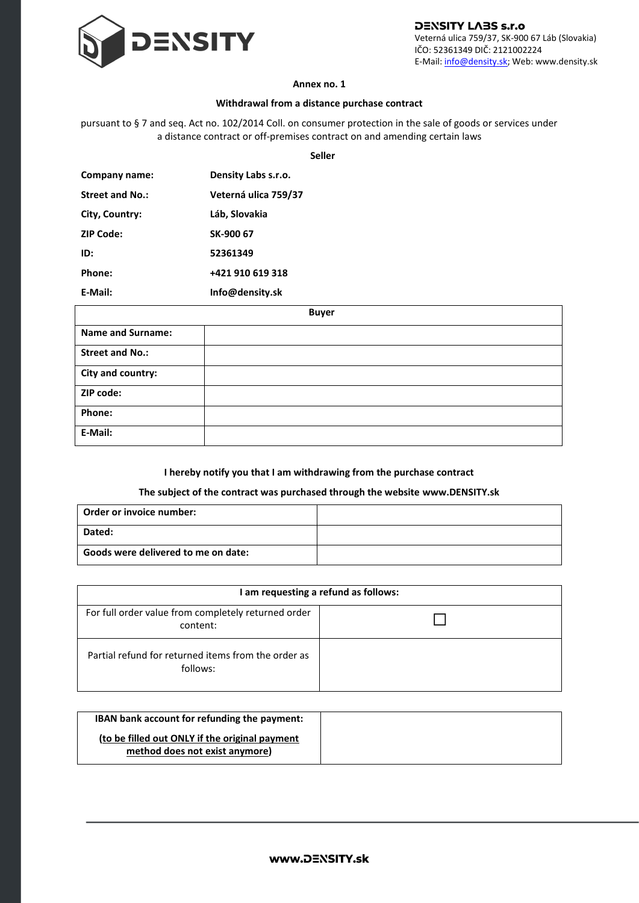**DENSITY LABS s.r.o**
Veterná ulica 759/37, SK-900 67 Láb (Slovakia)
IČO: 52361349 DIČ: 2121002224
E-Mail: info@density.sk; Web: www.density.sk

**Annex no. 1**

**Withdrawal from a distance purchase contract**

pursuant to § 7 and seq. Act no. 102/2014 Coll. on consumer protection in the sale of goods or services under a distance contract or off-premises contract on and amending certain laws

**Seller**

| | |
|---|---|
| **Company name:** | **Density Labs s.r.o.** |
| **Street and No.:** | **Veterná ulica 759/37** |
| **City, Country:** | **Láb, Slovakia** |
| **ZIP Code:** | **SK-900 67** |
| **ID:** | **52361349** |
| **Phone:** | **+421 910 619 318** |
| **E-Mail:** | **Info@density.sk** |

| **Buyer** | |
|---|---|
| **Name and Surname:** | |
| **Street and No.:** | |
| **City and country:** | |
| **ZIP code:** | |
| **Phone:** | |
| **E-Mail:** | |

**I hereby notify you that I am withdrawing from the purchase contract**

**The subject of the contract was purchased through the website www.DENSITY.sk**

| | |
|---|---|
| **Order or invoice number:** | |
| **Dated:** | |
| **Goods were delivered to me on date:** | |

| **I am requesting a refund as follows:** | |
|---|---|
| For full order value from completely returned order content: | ☐ |
| Partial refund for returned items from the order as follows: | |

| | |
|---|---|
| **IBAN bank account for refunding the payment:** **(to be filled out ONLY if the original payment method does not exist anymore)** | |

**www.DENSITY.sk**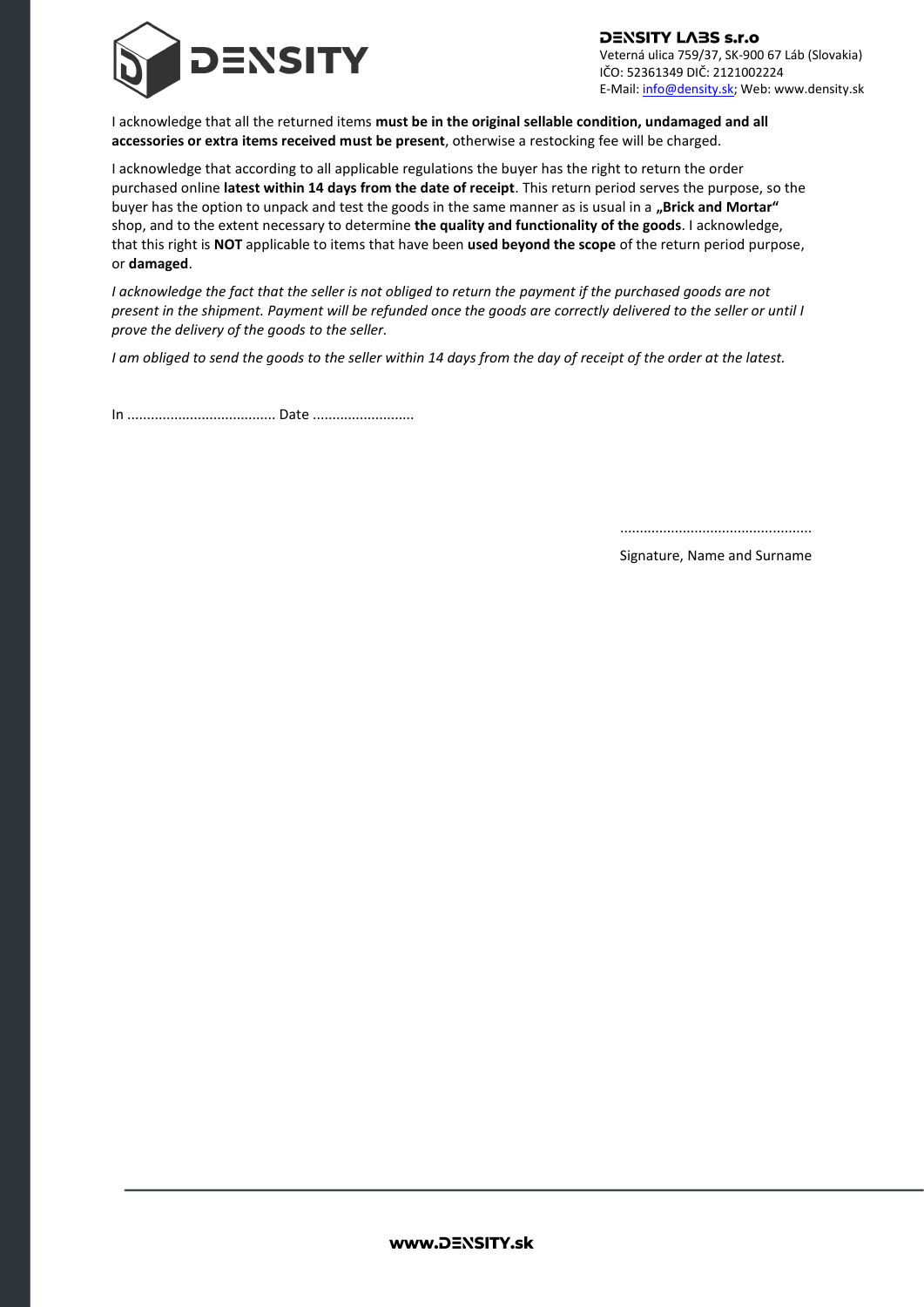I acknowledge that all the returned items **must be in the original sellable condition, undamaged and all accessories or extra items received must be present**, otherwise a restocking fee will be charged.

I acknowledge that according to all applicable regulations the buyer has the right to return the order purchased online **latest within 14 days from the date of receipt**. This return period serves the purpose, so the buyer has the option to unpack and test the goods in the same manner as is usual in a **„Brick and Mortar"** shop, and to the extent necessary to determine **the quality and functionality of the goods**. I acknowledge, that this right is **NOT** applicable to items that have been **used beyond the scope** of the return period purpose, or **damaged**.

*I acknowledge the fact that the seller is not obliged to return the payment if the purchased goods are not present in the shipment. Payment will be refunded once the goods are correctly delivered to the seller or until I prove the delivery of the goods to the seller.*

*I am obliged to send the goods to the seller within 14 days from the day of receipt of the order at the latest.*

In ...................................... Date ..........................

................................................

Signature, Name and Surname